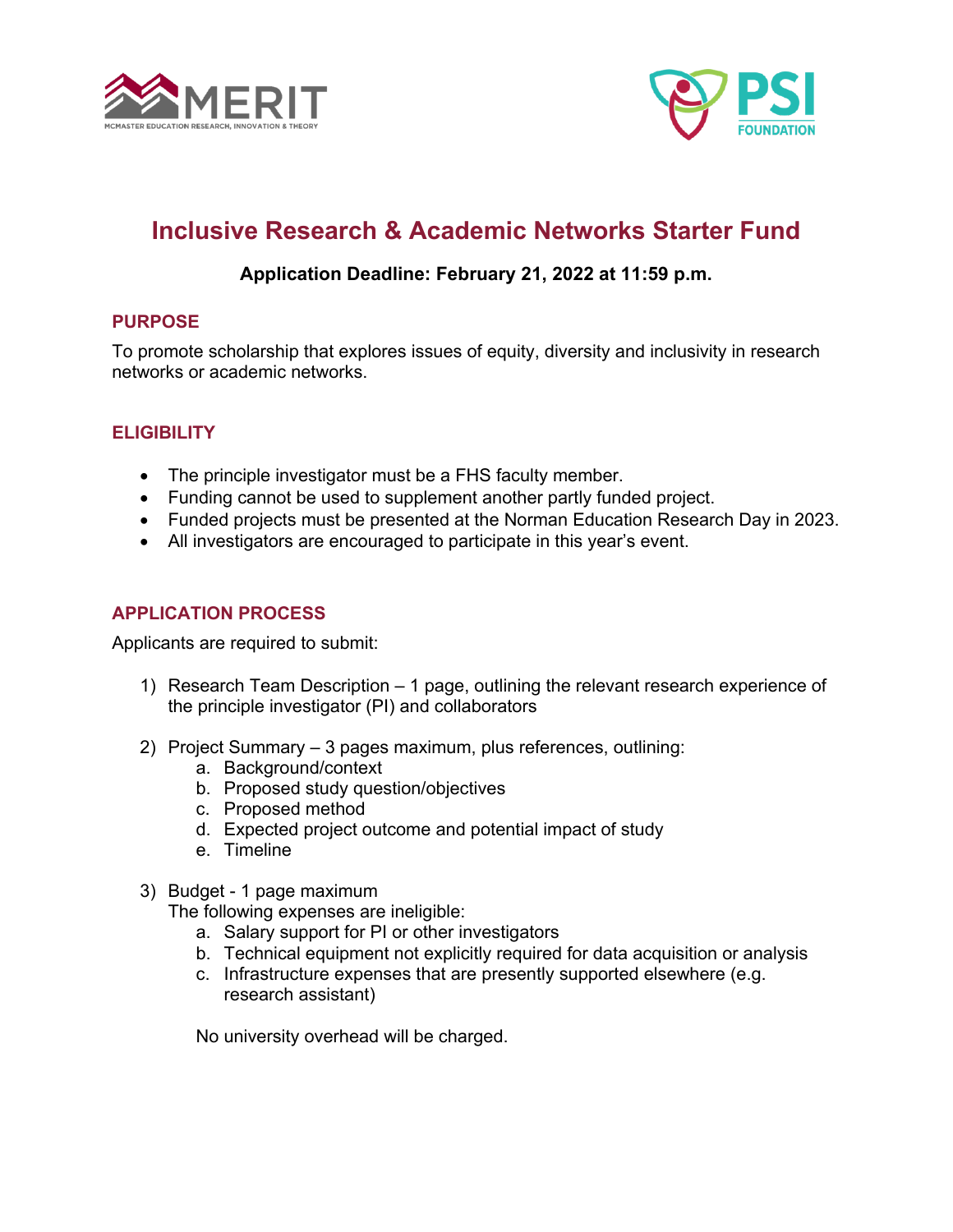# Inclusive Research & Academic Networks Starter Fund

**Application Deadline: February 21, 2022 at 11:59 p.m.**

## PURPOSE

To promote scholarship that explores issues of equity, diversity and inclusivity in research networks or academic networks.

## ELIGIBILITY

- The principle investigator must be a FHS faculty member.
- Funding cannot be used to supplement another partly funded project.
- Funded projects must be presented at the Norman Education Research Day in 2023.
- All investigators are encouraged to participate in this year's event.

## APPLICATION PROCESS

Applicants are required to submit:

1) Research Team Description – 1 page, outlining the relevant research experience of the principle investigator (PI) and collaborators

2) Project Summary – 3 pages maximum, plus references, outlining:
   a. Background/context
   b. Proposed study question/objectives
   c. Proposed method
   d. Expected project outcome and potential impact of study
   e. Timeline

3) Budget - 1 page maximum
   The following expenses are ineligible:
   a. Salary support for PI or other investigators
   b. Technical equipment not explicitly required for data acquisition or analysis
   c. Infrastructure expenses that are presently supported elsewhere (e.g. research assistant)

   No university overhead will be charged.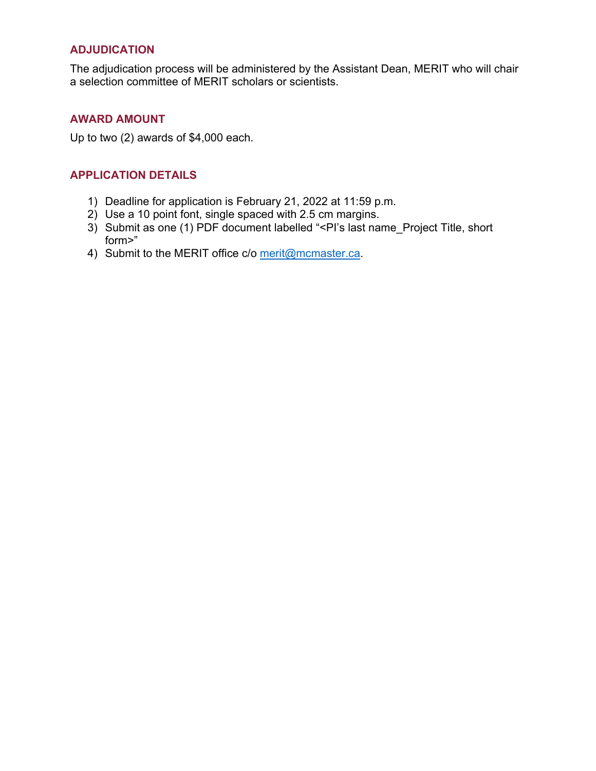## ADJUDICATION

The adjudication process will be administered by the Assistant Dean, MERIT who will chair a selection committee of MERIT scholars or scientists.

## AWARD AMOUNT

Up to two (2) awards of $4,000 each.

## APPLICATION DETAILS

1) Deadline for application is February 21, 2022 at 11:59 p.m.
2) Use a 10 point font, single spaced with 2.5 cm margins.
3) Submit as one (1) PDF document labelled "<PI's last name_Project Title, short form>"
4) Submit to the MERIT office c/o [merit@mcmaster.ca](mailto:merit@mcmaster.ca).